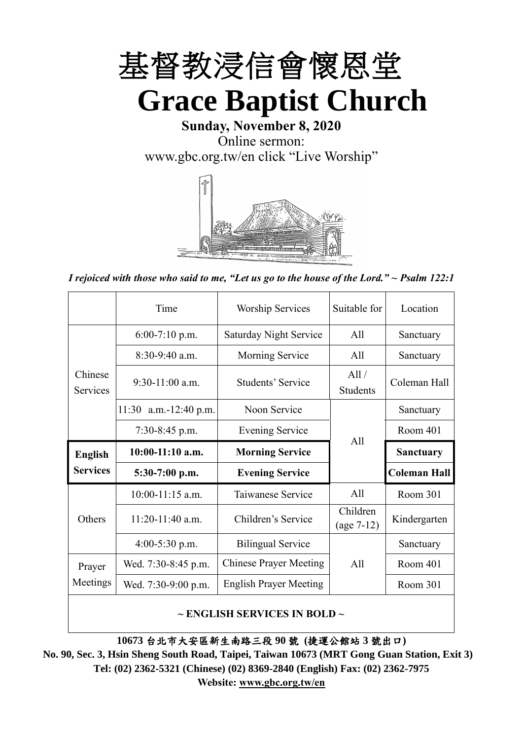# 基督教浸信會懷恩堂

# Grace Baptist Church

**Sunday, November 8, 2020**

Online sermon:

www.gbc.org.tw/en click "Live Worship"

*I rejoiced with those who said to me, "Let us go to the house of the Lord." ~ Psalm 122:1*

| | Time | Worship Services | Suitable for | Location |
|---|---|---|---|---|
| Chinese Services | 6:00-7:10 p.m. | Saturday Night Service | All | Sanctuary |
| | 8:30-9:40 a.m. | Morning Service | All | Sanctuary |
| | 9:30-11:00 a.m. | Students' Service | All / Students | Coleman Hall |
| | 11:30 a.m.-12:40 p.m. | Noon Service | All | Sanctuary |
| | 7:30-8:45 p.m. | Evening Service | All | Room 401 |
| **English Services** | **10:00-11:10 a.m.** | **Morning Service** | All | **Sanctuary** |
| | **5:30-7:00 p.m.** | **Evening Service** | All | **Coleman Hall** |
| Others | 10:00-11:15 a.m. | Taiwanese Service | All | Room 301 |
| | 11:20-11:40 a.m. | Children's Service | Children (age 7-12) | Kindergarten |
| | 4:00-5:30 p.m. | Bilingual Service | All | Sanctuary |
| Prayer Meetings | Wed. 7:30-8:45 p.m. | Chinese Prayer Meeting | All | Room 401 |
| | Wed. 7:30-9:00 p.m. | English Prayer Meeting | All | Room 301 |

**~ ENGLISH SERVICES IN BOLD ~**

**10673 台北市大安區新生南路三段 90 號 (捷運公館站 3 號出口)**

**No. 90, Sec. 3, Hsin Sheng South Road, Taipei, Taiwan 10673 (MRT Gong Guan Station, Exit 3)**

**Tel: (02) 2362-5321 (Chinese) (02) 8369-2840 (English) Fax: (02) 2362-7975**

**Website: www.gbc.org.tw/en**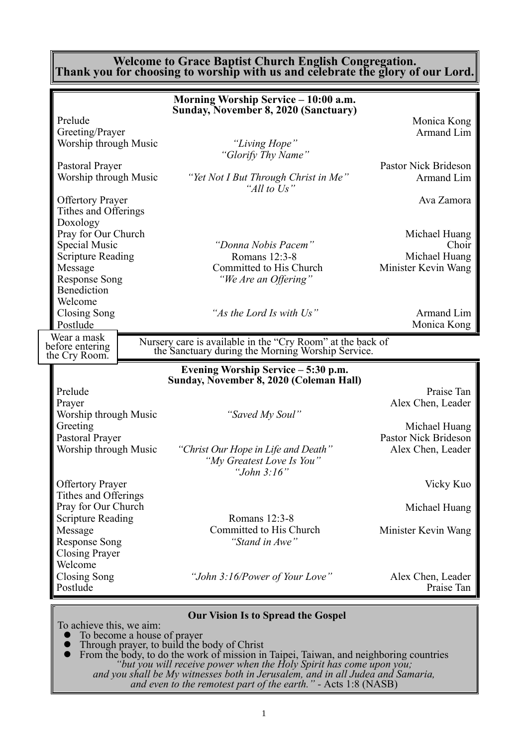**Welcome to Grace Baptist Church English Congregation.**
**Thank you for choosing to worship with us and celebrate the glory of our Lord.**

## Morning Worship Service – 10:00 a.m.
**Sunday, November 8, 2020 (Sanctuary)**

| | | |
|---|---|---|
| Prelude | | Monica Kong |
| Greeting/Prayer | | Armand Lim |
| Worship through Music | *"Living Hope"* *"Glorify Thy Name"* | |
| Pastoral Prayer | | Pastor Nick Brideson |
| Worship through Music | *"Yet Not I But Through Christ in Me"* *"All to Us"* | Armand Lim |
| Offertory Prayer | | Ava Zamora |
| Tithes and Offerings | | |
| Doxology | | |
| Pray for Our Church | | Michael Huang |
| Special Music | *"Donna Nobis Pacem"* | Choir |
| Scripture Reading | Romans 12:3-8 | Michael Huang |
| Message | Committed to His Church | Minister Kevin Wang |
| Response Song | *"We Are an Offering"* | |
| Benediction | | |
| Welcome | | |
| Closing Song | *"As the Lord Is with Us"* | Armand Lim |
| Postlude | | Monica Kong |

Wear a mask before entering the Cry Room.

Nursery care is available in the "Cry Room" at the back of the Sanctuary during the Morning Worship Service.

## Evening Worship Service – 5:30 p.m.
**Sunday, November 8, 2020 (Coleman Hall)**

| | | |
|---|---|---|
| Prelude | | Praise Tan |
| Prayer | | Alex Chen, Leader |
| Worship through Music | *"Saved My Soul"* | |
| Greeting | | Michael Huang |
| Pastoral Prayer | | Pastor Nick Brideson |
| Worship through Music | *"Christ Our Hope in Life and Death"* *"My Greatest Love Is You"* *"John 3:16"* | Alex Chen, Leader |
| Offertory Prayer | | Vicky Kuo |
| Tithes and Offerings | | |
| Pray for Our Church | | Michael Huang |
| Scripture Reading | Romans 12:3-8 | |
| Message | Committed to His Church | Minister Kevin Wang |
| Response Song | *"Stand in Awe"* | |
| Closing Prayer | | |
| Welcome | | |
| Closing Song | *"John 3:16/Power of Your Love"* | Alex Chen, Leader |
| Postlude | | Praise Tan |

### Our Vision Is to Spread the Gospel

To achieve this, we aim:

- To become a house of prayer
- Through prayer, to build the body of Christ
- From the body, to do the work of mission in Taipei, Taiwan, and neighboring countries

*"but you will receive power when the Holy Spirit has come upon you; and you shall be My witnesses both in Jerusalem, and in all Judea and Samaria, and even to the remotest part of the earth."* - Acts 1:8 (NASB)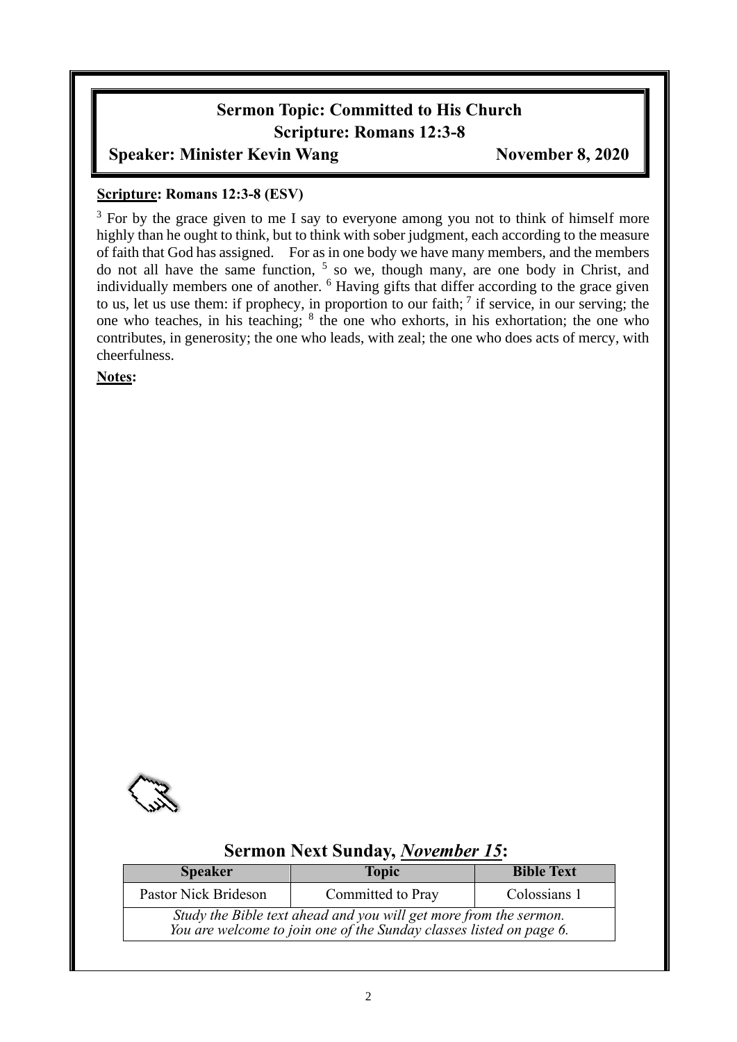## Sermon Topic: Committed to His Church
## Scripture: Romans 12:3-8
### Speaker: Minister Kevin Wang November 8, 2020

**Scripture: Romans 12:3-8 (ESV)**

[3] For by the grace given to me I say to everyone among you not to think of himself more highly than he ought to think, but to think with sober judgment, each according to the measure of faith that God has assigned. For as in one body we have many members, and the members do not all have the same function, [5] so we, though many, are one body in Christ, and individually members one of another. [6] Having gifts that differ according to the grace given to us, let us use them: if prophecy, in proportion to our faith; [7] if service, in our serving; the one who teaches, in his teaching; [8] the one who exhorts, in his exhortation; the one who contributes, in generosity; the one who leads, with zeal; the one who does acts of mercy, with cheerfulness.

**Notes:**

## Sermon Next Sunday, *November 15*:

| Speaker | Topic | Bible Text |
|---|---|---|
| Pastor Nick Brideson | Committed to Pray | Colossians 1 |
| *Study the Bible text ahead and you will get more from the sermon. You are welcome to join one of the Sunday classes listed on page 6.* | | |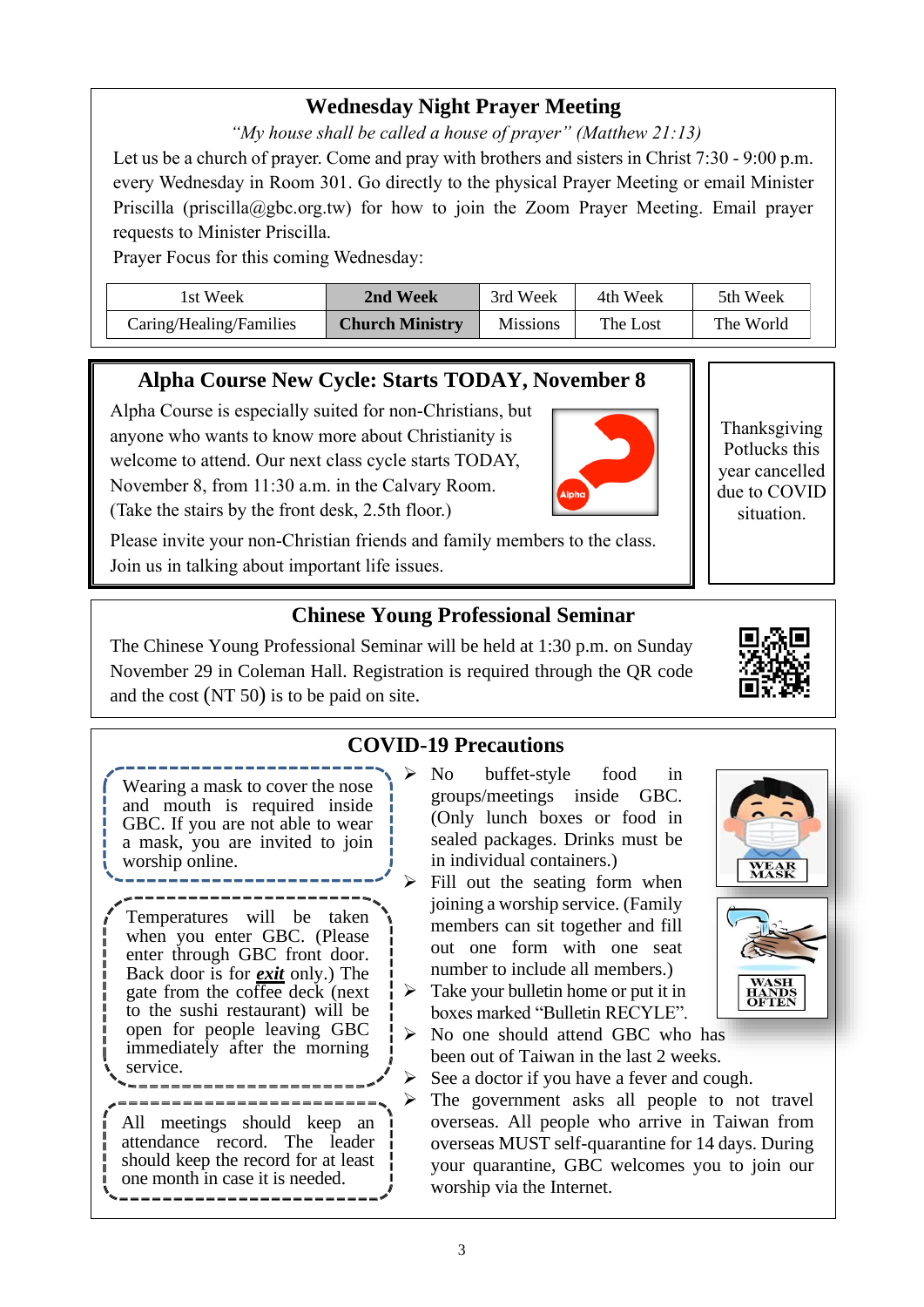## Wednesday Night Prayer Meeting

*"My house shall be called a house of prayer" (Matthew 21:13)*

Let us be a church of prayer. Come and pray with brothers and sisters in Christ 7:30 - 9:00 p.m. every Wednesday in Room 301. Go directly to the physical Prayer Meeting or email Minister Priscilla (priscilla@gbc.org.tw) for how to join the Zoom Prayer Meeting. Email prayer requests to Minister Priscilla.

Prayer Focus for this coming Wednesday:

| 1st Week | **2nd Week** | 3rd Week | 4th Week | 5th Week |
|---|---|---|---|---|
| Caring/Healing/Families | **Church Ministry** | Missions | The Lost | The World |

## Alpha Course New Cycle: Starts TODAY, November 8

Alpha Course is especially suited for non-Christians, but anyone who wants to know more about Christianity is welcome to attend. Our next class cycle starts TODAY, November 8, from 11:30 a.m. in the Calvary Room. (Take the stairs by the front desk, 2.5th floor.)

Please invite your non-Christian friends and family members to the class. Join us in talking about important life issues.

Thanksgiving Potlucks this year cancelled due to COVID situation.

## Chinese Young Professional Seminar

The Chinese Young Professional Seminar will be held at 1:30 p.m. on Sunday November 29 in Coleman Hall. Registration is required through the QR code and the cost (NT 50) is to be paid on site.

## COVID-19 Precautions

Wearing a mask to cover the nose and mouth is required inside GBC. If you are not able to wear a mask, you are invited to join worship online.

Temperatures will be taken when you enter GBC. (Please enter through GBC front door. Back door is for ***exit*** only.) The gate from the coffee deck (next to the sushi restaurant) will be open for people leaving GBC immediately after the morning service.

All meetings should keep an attendance record. The leader should keep the record for at least one month in case it is needed.

- No buffet-style food in groups/meetings inside GBC. (Only lunch boxes or food in sealed packages. Drinks must be in individual containers.)
- Fill out the seating form when joining a worship service. (Family members can sit together and fill out one form with one seat number to include all members.)
- Take your bulletin home or put it in boxes marked "Bulletin RECYLE".
- No one should attend GBC who has been out of Taiwan in the last 2 weeks.
- See a doctor if you have a fever and cough.
- The government asks all people to not travel overseas. All people who arrive in Taiwan from overseas MUST self-quarantine for 14 days. During your quarantine, GBC welcomes you to join our worship via the Internet.

WEAR MASK

WASH HANDS OFTEN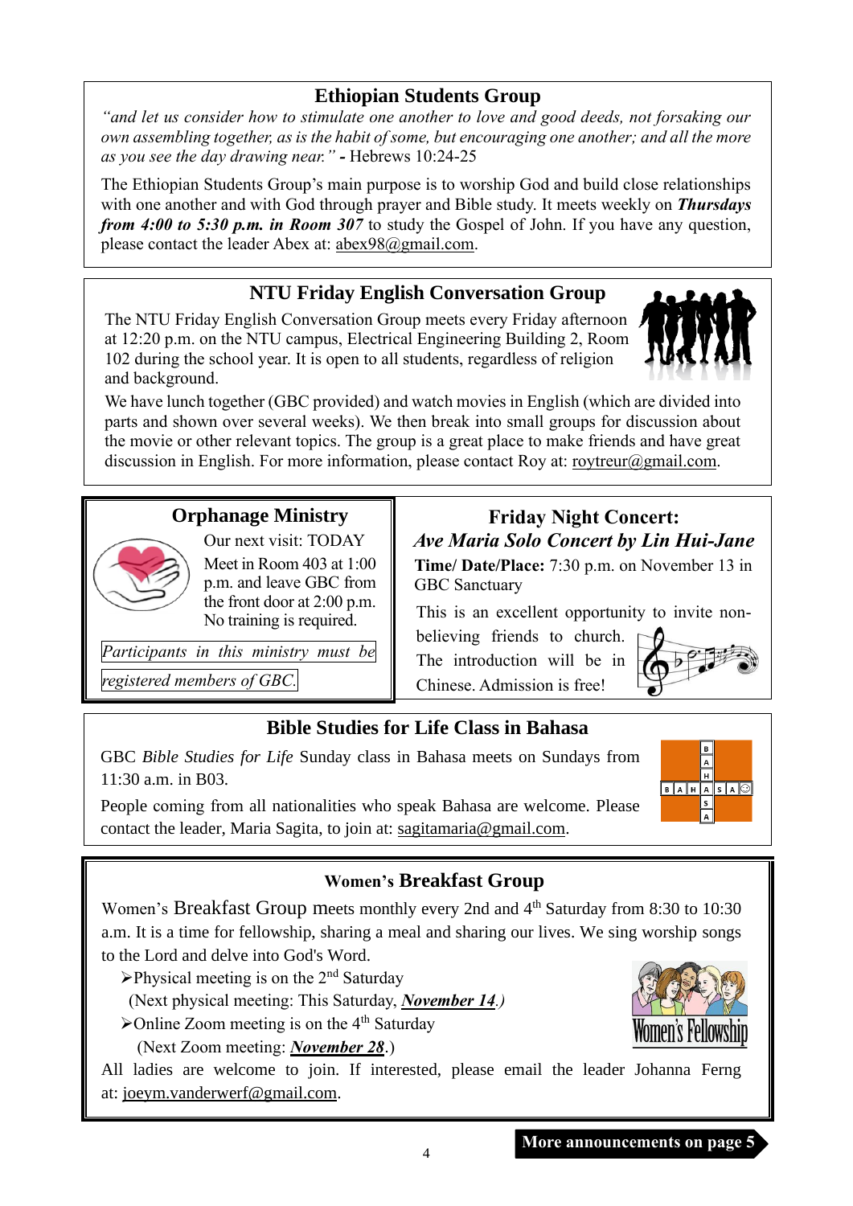## Ethiopian Students Group

*"and let us consider how to stimulate one another to love and good deeds, not forsaking our own assembling together, as is the habit of some, but encouraging one another; and all the more as you see the day drawing near."* **-** Hebrews 10:24-25

The Ethiopian Students Group's main purpose is to worship God and build close relationships with one another and with God through prayer and Bible study. It meets weekly on ***Thursdays from 4:00 to 5:30 p.m. in Room 307*** to study the Gospel of John. If you have any question, please contact the leader Abex at: abex98@gmail.com.

## NTU Friday English Conversation Group

The NTU Friday English Conversation Group meets every Friday afternoon at 12:20 p.m. on the NTU campus, Electrical Engineering Building 2, Room 102 during the school year. It is open to all students, regardless of religion and background.

We have lunch together (GBC provided) and watch movies in English (which are divided into parts and shown over several weeks). We then break into small groups for discussion about the movie or other relevant topics. The group is a great place to make friends and have great discussion in English. For more information, please contact Roy at: roytreur@gmail.com.

## Orphanage Ministry

Our next visit: TODAY

Meet in Room 403 at 1:00 p.m. and leave GBC from the front door at 2:00 p.m. No training is required.

*Participants in this ministry must be registered members of GBC.*

## Friday Night Concert: *Ave Maria Solo Concert by Lin Hui-Jane*

**Time/ Date/Place:** 7:30 p.m. on November 13 in GBC Sanctuary

This is an excellent opportunity to invite non-believing friends to church. The introduction will be in Chinese. Admission is free!

## Bible Studies for Life Class in Bahasa

GBC *Bible Studies for Life* Sunday class in Bahasa meets on Sundays from 11:30 a.m. in B03.

People coming from all nationalities who speak Bahasa are welcome. Please contact the leader, Maria Sagita, to join at: sagitamaria@gmail.com.

## Women's Breakfast Group

Women's Breakfast Group meets monthly every 2nd and 4th Saturday from 8:30 to 10:30 a.m. It is a time for fellowship, sharing a meal and sharing our lives. We sing worship songs to the Lord and delve into God's Word.

- Physical meeting is on the 2nd Saturday
  (Next physical meeting: This Saturday, ***November 14***.)
- Online Zoom meeting is on the 4th Saturday
  (Next Zoom meeting: ***November 28***.)

All ladies are welcome to join. If interested, please email the leader Johanna Ferng at: joeym.vanderwerf@gmail.com.

**More announcements on page 5**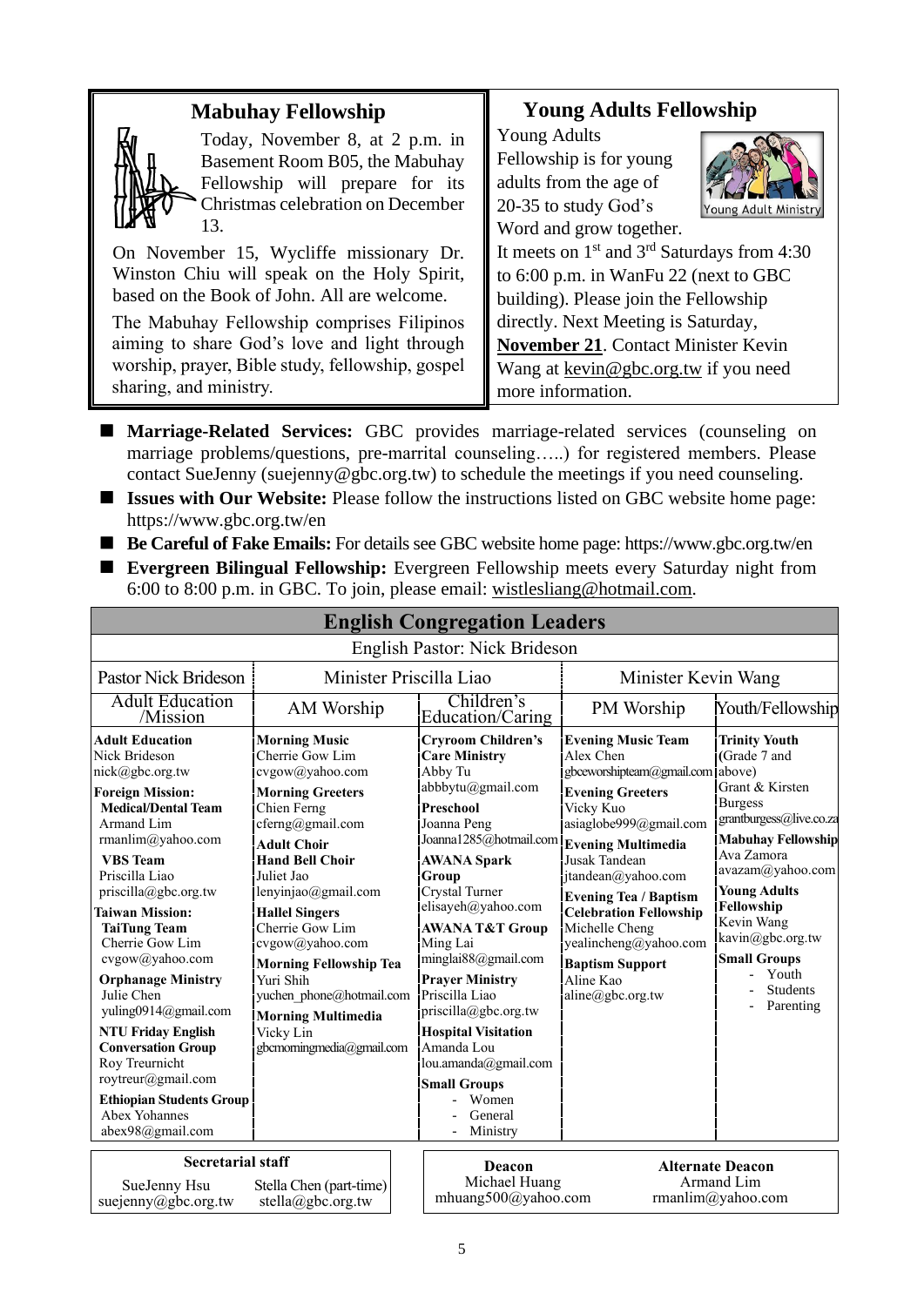## Mabuhay Fellowship

Today, November 8, at 2 p.m. in Basement Room B05, the Mabuhay Fellowship will prepare for its Christmas celebration on December 13.

On November 15, Wycliffe missionary Dr. Winston Chiu will speak on the Holy Spirit, based on the Book of John. All are welcome.

The Mabuhay Fellowship comprises Filipinos aiming to share God's love and light through worship, prayer, Bible study, fellowship, gospel sharing, and ministry.

## Young Adults Fellowship

Young Adults Fellowship is for young adults from the age of 20-35 to study God's Word and grow together.

It meets on 1st and 3rd Saturdays from 4:30 to 6:00 p.m. in WanFu 22 (next to GBC building). Please join the Fellowship directly. Next Meeting is Saturday, **November 21**. Contact Minister Kevin Wang at kevin@gbc.org.tw if you need more information.

- **Marriage-Related Services:** GBC provides marriage-related services (counseling on marriage problems/questions, pre-marrital counseling…..) for registered members. Please contact SueJenny (suejenny@gbc.org.tw) to schedule the meetings if you need counseling.
- **Issues with Our Website:** Please follow the instructions listed on GBC website home page: https://www.gbc.org.tw/en
- **Be Careful of Fake Emails:** For details see GBC website home page: https://www.gbc.org.tw/en
- **Evergreen Bilingual Fellowship:** Evergreen Fellowship meets every Saturday night from 6:00 to 8:00 p.m. in GBC. To join, please email: wistlesliang@hotmail.com.

## English Congregation Leaders

English Pastor: Nick Brideson

| Pastor Nick Brideson | Minister Priscilla Liao | | Minister Kevin Wang | |
|---|---|---|---|---|
| Adult Education /Mission | AM Worship | Children's Education/Caring | PM Worship | Youth/Fellowship |
| **Adult Education** Nick Brideson nick@gbc.org.tw<br>**Foreign Mission:**<br>**Medical/Dental Team** Armand Lim rmanlim@yahoo.com<br>**VBS Team** Priscilla Liao priscilla@gbc.org.tw<br>**Taiwan Mission:**<br>**TaiTung Team** Cherrie Gow Lim cvgow@yahoo.com<br>**Orphanage Ministry** Julie Chen yuling0914@gmail.com<br>**NTU Friday English Conversation Group** Roy Treurnicht roytreur@gmail.com<br>**Ethiopian Students Group** Abex Yohannes abex98@gmail.com | **Morning Music** Cherrie Gow Lim cvgow@yahoo.com<br>**Morning Greeters** Chien Ferng cferng@gmail.com<br>**Adult Choir**<br>**Hand Bell Choir** Juliet Jao lenyinjao@gmail.com<br>**Hallel Singers** Cherrie Gow Lim cvgow@yahoo.com<br>**Morning Fellowship Tea** Yuri Shih yuchen_phone@hotmail.com<br>**Morning Multimedia** Vicky Lin gbcmorningmedia@gmail.com | **Cryroom Children's Care Ministry** Abby Tu abbbytu@gmail.com<br>**Preschool** Joanna Peng Joanna1285@hotmail.com<br>**AWANA Spark Group** Crystal Turner elisayeh@yahoo.com<br>**AWANA T&T Group** Ming Lai minglai88@gmail.com<br>**Prayer Ministry** Priscilla Liao priscilla@gbc.org.tw<br>**Hospital Visitation** Amanda Lou lou.amanda@gmail.com<br>**Small Groups**<br>- Women<br>- General<br>- Ministry | **Evening Music Team** Alex Chen gbceworshipteam@gmail.com<br>**Evening Greeters** Vicky Kuo asiaglobe999@gmail.com<br>**Evening Multimedia** Jusak Tandean jtandean@yahoo.com<br>**Evening Tea / Baptism Celebration Fellowship** Michelle Cheng yealincheng@yahoo.com<br>**Baptism Support** Aline Kao aline@gbc.org.tw | **Trinity Youth** (Grade 7 and above) Grant & Kirsten Burgess grantburgess@live.co.za<br>**Mabuhay Fellowship** Ava Zamora avazam@yahoo.com<br>**Young Adults Fellowship** Kevin Wang kavin@gbc.org.tw<br>**Small Groups**<br>- Youth<br>- Students<br>- Parenting |

| Secretarial staff | |
|---|---|
| SueJenny Hsu suejenny@gbc.org.tw | Stella Chen (part-time) stella@gbc.org.tw |

| Deacon | Alternate Deacon |
|---|---|
| Michael Huang mhuang500@yahoo.com | Armand Lim rmanlim@yahoo.com |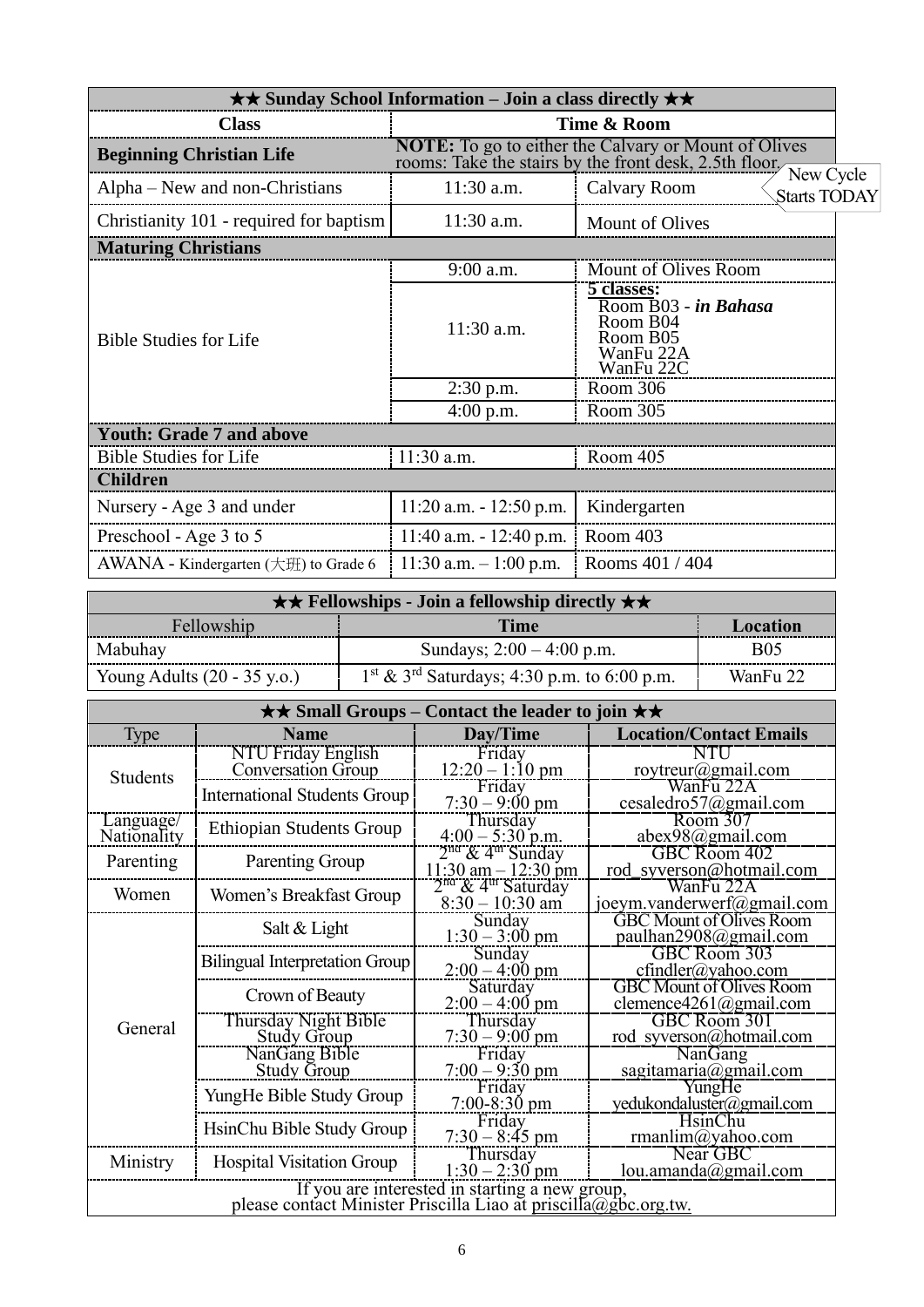| ★★ Sunday School Information – Join a class directly ★★ | | |
|---|---|---|
| **Class** | **Time & Room** | |
| **Beginning Christian Life** | **NOTE:** To go to either the Calvary or Mount of Olives rooms: Take the stairs by the front desk, 2.5th floor. | |
| Alpha – New and non-Christians | 11:30 a.m. | Calvary Room (New Cycle Starts TODAY) |
| Christianity 101 - required for baptism | 11:30 a.m. | Mount of Olives |
| **Maturing Christians** | | |
| Bible Studies for Life | 9:00 a.m. | Mount of Olives Room |
| | 11:30 a.m. | **5 classes:** Room B03 - ***in Bahasa*** Room B04 Room B05 WanFu 22A WanFu 22C |
| | 2:30 p.m. | Room 306 |
| | 4:00 p.m. | Room 305 |
| **Youth: Grade 7 and above** | | |
| Bible Studies for Life | 11:30 a.m. | Room 405 |
| **Children** | | |
| Nursery - Age 3 and under | 11:20 a.m. - 12:50 p.m. | Kindergarten |
| Preschool - Age 3 to 5 | 11:40 a.m. - 12:40 p.m. | Room 403 |
| AWANA - Kindergarten (大班) to Grade 6 | 11:30 a.m. – 1:00 p.m. | Rooms 401 / 404 |

| ★★ Fellowships - Join a fellowship directly ★★ | | |
|---|---|---|
| Fellowship | **Time** | **Location** |
| Mabuhay | Sundays; 2:00 – 4:00 p.m. | B05 |
| Young Adults (20 - 35 y.o.) | 1st & 3rd Saturdays; 4:30 p.m. to 6:00 p.m. | WanFu 22 |

| ★★ Small Groups – Contact the leader to join ★★ | | | |
|---|---|---|---|
| Type | **Name** | **Day/Time** | **Location/Contact Emails** |
| Students | NTU Friday English Conversation Group | Friday 12:20 – 1:10 pm | NTU roytreur@gmail.com |
| | International Students Group | Friday 7:30 – 9:00 pm | WanFu 22A cesaledro57@gmail.com |
| Language/ Nationality | Ethiopian Students Group | Thursday 4:00 – 5:30 p.m. | Room 307 abex98@gmail.com |
| Parenting | Parenting Group | 2nd & 4th Sunday 11:30 am – 12:30 pm | GBC Room 402 rod_syverson@hotmail.com |
| Women | Women's Breakfast Group | 2nd & 4th Saturday 8:30 – 10:30 am | WanFu 22A joeym.vanderwerf@gmail.com |
| General | Salt & Light | Sunday 1:30 – 3:00 pm | GBC Mount of Olives Room paulhan2908@gmail.com |
| | Bilingual Interpretation Group | Sunday 2:00 – 4:00 pm | GBC Room 303 cfindler@yahoo.com |
| | Crown of Beauty | Saturday 2:00 – 4:00 pm | GBC Mount of Olives Room clemence4261@gmail.com |
| | Thursday Night Bible Study Group | Thursday 7:30 – 9:00 pm | GBC Room 301 rod_syverson@hotmail.com |
| | NanGang Bible Study Group | Friday 7:00 – 9:30 pm | NanGang sagitamaria@gmail.com |
| | YungHe Bible Study Group | Friday 7:00-8:30 pm | YungHe yedukondaluster@gmail.com |
| | HsinChu Bible Study Group | Friday 7:30 – 8:45 pm | HsinChu rmanlim@yahoo.com |
| Ministry | Hospital Visitation Group | Thursday 1:30 – 2:30 pm | Near GBC lou.amanda@gmail.com |

If you are interested in starting a new group, please contact Minister Priscilla Liao at priscilla@gbc.org.tw.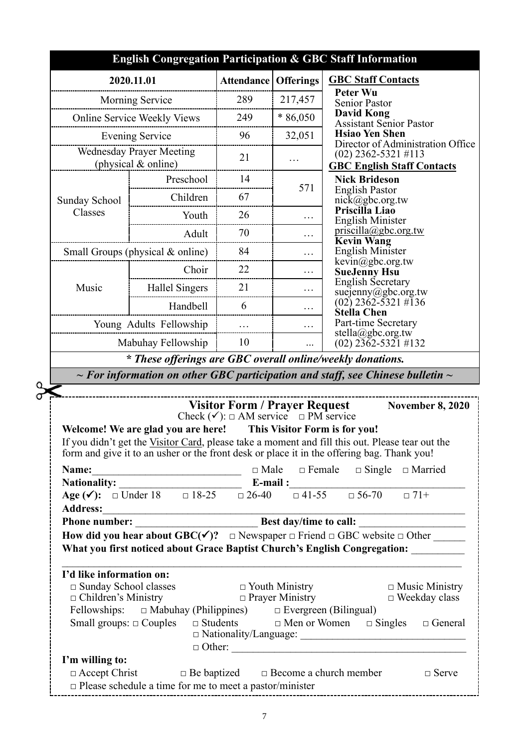## English Congregation Participation & GBC Staff Information

| 2020.11.01 | | Attendance | Offerings |
|---|---|---|---|
| Morning Service | | 289 | 217,457 |
| Online Service Weekly Views | | 249 | * 86,050 |
| Evening Service | | 96 | 32,051 |
| Wednesday Prayer Meeting (physical & online) | | 21 | … |
| Sunday School Classes | Preschool | 14 | 571 |
| | Children | 67 | |
| | Youth | 26 | … |
| | Adult | 70 | … |
| Small Groups (physical & online) | | 84 | … |
| Music | Choir | 22 | … |
| | Hallel Singers | 21 | … |
| | Handbell | 6 | … |
| Young Adults Fellowship | | … | … |
| Mabuhay Fellowship | | 10 | ... |

**GBC Staff Contacts**

**Peter Wu**
Senior Pastor
**David Kong**
Assistant Senior Pastor
**Hsiao Yen Shen**
Director of Administration Office
(02) 2362-5321 #113

**GBC English Staff Contacts**

**Nick Brideson**
English Pastor
nick@gbc.org.tw
**Priscilla Liao**
English Minister
priscilla@gbc.org.tw
**Kevin Wang**
English Minister
kevin@gbc.org.tw
**SueJenny Hsu**
English Secretary
suejenny@gbc.org.tw
(02) 2362-5321 #136
**Stella Chen**
Part-time Secretary
stella@gbc.org.tw
(02) 2362-5321 #132

***\* These offerings are GBC overall online/weekly donations.***

***~ For information on other GBC participation and staff, see Chinese bulletin ~***

---

### Visitor Form / Prayer Request — November 8, 2020

Check (✓): □ AM service □ PM service

**Welcome! We are glad you are here! This Visitor Form is for you!**

If you didn't get the Visitor Card, please take a moment and fill this out. Please tear out the form and give it to an usher or the front desk or place it in the offering bag. Thank you!

**Name:**_____________________________ □ Male □ Female □ Single □ Married

**Nationality:** _______________________ **E-mail :**________________________________

**Age (✓):** □ Under 18 □ 18-25 □ 26-40 □ 41-55 □ 56-70 □ 71+

**Address:**_____________________________________________________________________

**Phone number:** _______________________ **Best day/time to call:** ___________________

**How did you hear about GBC(✓)?** □ Newspaper □ Friend □ GBC website □ Other ______

**What you first noticed about Grace Baptist Church's English Congregation:** __________

_____________________________________________________________________________

**I'd like information on:**

□ Sunday School classes □ Youth Ministry □ Music Ministry
□ Children's Ministry □ Prayer Ministry □ Weekday class
Fellowships: □ Mabuhay (Philippines) □ Evergreen (Bilingual)
Small groups: □ Couples □ Students □ Men or Women □ Singles □ General
□ Nationality/Language: _______________________________
□ Other: ____________________________________________

**I'm willing to:**

□ Accept Christ □ Be baptized □ Become a church member □ Serve
□ Please schedule a time for me to meet a pastor/minister